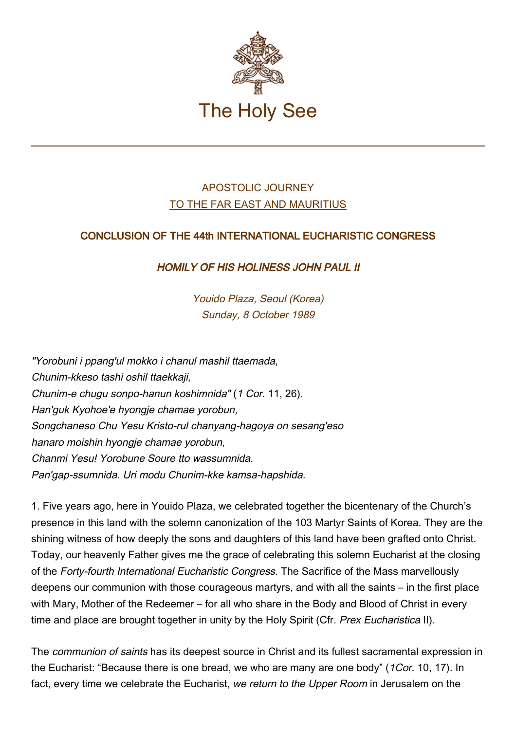# The Holy See

APOSTOLIC JOURNEY
TO THE FAR EAST AND MAURITIUS

## CONCLUSION OF THE 44th INTERNATIONAL EUCHARISTIC CONGRESS

### *HOMILY OF HIS HOLINESS JOHN PAUL II*

*Youido Plaza, Seoul (Korea)*
*Sunday, 8 October 1989*

*"Yorobuni i ppang'ul mokko i chanul mashil ttaemada,*
*Chunim-kkeso tashi oshil ttaekkaji,*
*Chunim-e chugu sonpo-hanun koshimnida"* (*1 Cor*. 11, 26).
*Han'guk Kyohoe'e hyongje chamae yorobun,*
*Songchaneso Chu Yesu Kristo-rul chanyang-hagoya on sesang'eso*
*hanaro moishin hyongje chamae yorobun,*
*Chanmi Yesu! Yorobune Soure tto wassumnida.*
*Pan'gap-ssumnida. Uri modu Chunim-kke kamsa-hapshida.*

1. Five years ago, here in Youido Plaza, we celebrated together the bicentenary of the Church's presence in this land with the solemn canonization of the 103 Martyr Saints of Korea. They are the shining witness of how deeply the sons and daughters of this land have been grafted onto Christ. Today, our heavenly Father gives me the grace of celebrating this solemn Eucharist at the closing of the *Forty-fourth International Eucharistic Congress*. The Sacrifice of the Mass marvellously deepens our communion with those courageous martyrs, and with all the saints – in the first place with Mary, Mother of the Redeemer – for all who share in the Body and Blood of Christ in every time and place are brought together in unity by the Holy Spirit (Cfr. *Prex Eucharistica* II).

The *communion of saints* has its deepest source in Christ and its fullest sacramental expression in the Eucharist: "Because there is one bread, we who are many are one body" (*1Cor*. 10, 17). In fact, every time we celebrate the Eucharist, *we return to the Upper Room* in Jerusalem on the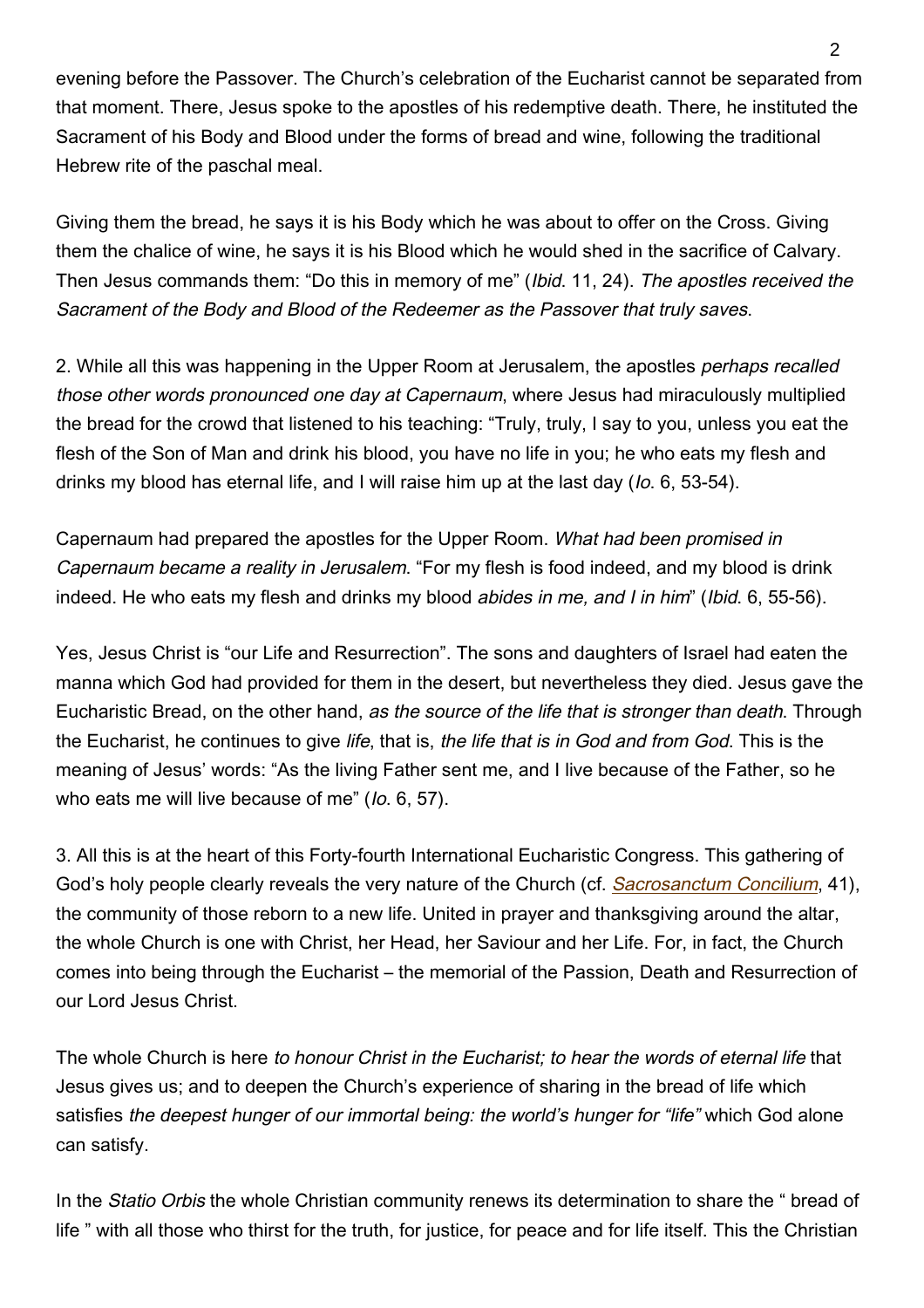evening before the Passover. The Church's celebration of the Eucharist cannot be separated from that moment. There, Jesus spoke to the apostles of his redemptive death. There, he instituted the Sacrament of his Body and Blood under the forms of bread and wine, following the traditional Hebrew rite of the paschal meal.

Giving them the bread, he says it is his Body which he was about to offer on the Cross. Giving them the chalice of wine, he says it is his Blood which he would shed in the sacrifice of Calvary. Then Jesus commands them: "Do this in memory of me" (*Ibid*. 11, 24). *The apostles received the Sacrament of the Body and Blood of the Redeemer as the Passover that truly saves*.

2. While all this was happening in the Upper Room at Jerusalem, the apostles *perhaps recalled those other words pronounced one day at Capernaum*, where Jesus had miraculously multiplied the bread for the crowd that listened to his teaching: "Truly, truly, I say to you, unless you eat the flesh of the Son of Man and drink his blood, you have no life in you; he who eats my flesh and drinks my blood has eternal life, and I will raise him up at the last day (*Io*. 6, 53-54).

Capernaum had prepared the apostles for the Upper Room. *What had been promised in Capernaum became a reality in Jerusalem*. "For my flesh is food indeed, and my blood is drink indeed. He who eats my flesh and drinks my blood *abides in me, and I in him*" (*Ibid*. 6, 55-56).

Yes, Jesus Christ is "our Life and Resurrection". The sons and daughters of Israel had eaten the manna which God had provided for them in the desert, but nevertheless they died. Jesus gave the Eucharistic Bread, on the other hand, *as the source of the life that is stronger than death*. Through the Eucharist, he continues to give *life*, that is, *the life that is in God and from God*. This is the meaning of Jesus' words: "As the living Father sent me, and I live because of the Father, so he who eats me will live because of me" (*Io*. 6, 57).

3. All this is at the heart of this Forty-fourth International Eucharistic Congress. This gathering of God's holy people clearly reveals the very nature of the Church (cf. *Sacrosanctum Concilium*, 41), the community of those reborn to a new life. United in prayer and thanksgiving around the altar, the whole Church is one with Christ, her Head, her Saviour and her Life. For, in fact, the Church comes into being through the Eucharist – the memorial of the Passion, Death and Resurrection of our Lord Jesus Christ.

The whole Church is here *to honour Christ in the Eucharist; to hear the words of eternal life* that Jesus gives us; and to deepen the Church's experience of sharing in the bread of life which satisfies *the deepest hunger of our immortal being: the world's hunger for "life"* which God alone can satisfy.

In the *Statio Orbis* the whole Christian community renews its determination to share the " bread of life " with all those who thirst for the truth, for justice, for peace and for life itself. This the Christian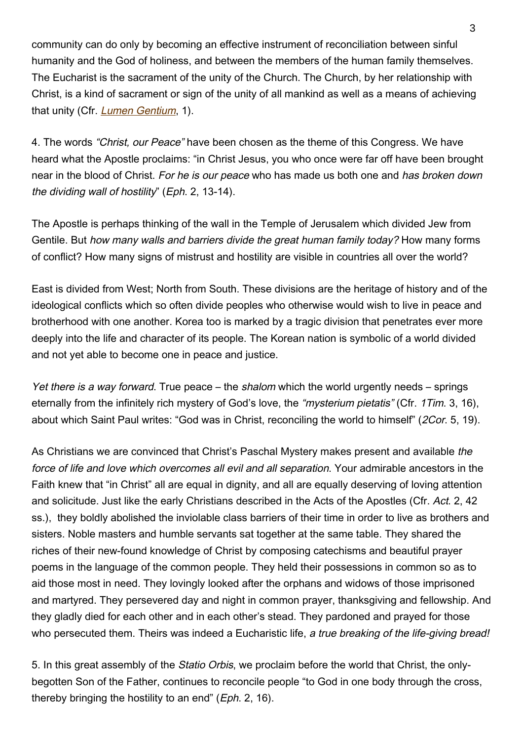community can do only by becoming an effective instrument of reconciliation between sinful humanity and the God of holiness, and between the members of the human family themselves. The Eucharist is the sacrament of the unity of the Church. The Church, by her relationship with Christ, is a kind of sacrament or sign of the unity of all mankind as well as a means of achieving that unity (Cfr. *Lumen Gentium*, 1).

4. The words *"Christ, our Peace"* have been chosen as the theme of this Congress. We have heard what the Apostle proclaims: "in Christ Jesus, you who once were far off have been brought near in the blood of Christ. *For he is our peace* who has made us both one and *has broken down the dividing wall of hostility*" (*Eph*. 2, 13-14).

The Apostle is perhaps thinking of the wall in the Temple of Jerusalem which divided Jew from Gentile. But *how many walls and barriers divide the great human family today?* How many forms of conflict? How many signs of mistrust and hostility are visible in countries all over the world?

East is divided from West; North from South. These divisions are the heritage of history and of the ideological conflicts which so often divide peoples who otherwise would wish to live in peace and brotherhood with one another. Korea too is marked by a tragic division that penetrates ever more deeply into the life and character of its people. The Korean nation is symbolic of a world divided and not yet able to become one in peace and justice.

*Yet there is a way forward*. True peace – the *shalom* which the world urgently needs – springs eternally from the infinitely rich mystery of God's love, the *"mysterium pietatis"* (Cfr. *1Tim*. 3, 16), about which Saint Paul writes: "God was in Christ, reconciling the world to himself" (*2Cor*. 5, 19).

As Christians we are convinced that Christ's Paschal Mystery makes present and available *the force of life and love which overcomes all evil and all separation*. Your admirable ancestors in the Faith knew that "in Christ" all are equal in dignity, and all are equally deserving of loving attention and solicitude. Just like the early Christians described in the Acts of the Apostles (Cfr. *Act*. 2, 42 ss.), they boldly abolished the inviolable class barriers of their time in order to live as brothers and sisters. Noble masters and humble servants sat together at the same table. They shared the riches of their new-found knowledge of Christ by composing catechisms and beautiful prayer poems in the language of the common people. They held their possessions in common so as to aid those most in need. They lovingly looked after the orphans and widows of those imprisoned and martyred. They persevered day and night in common prayer, thanksgiving and fellowship. And they gladly died for each other and in each other's stead. They pardoned and prayed for those who persecuted them. Theirs was indeed a Eucharistic life, *a true breaking of the life-giving bread!*

5. In this great assembly of the *Statio Orbis*, we proclaim before the world that Christ, the only-begotten Son of the Father, continues to reconcile people "to God in one body through the cross, thereby bringing the hostility to an end" (*Eph*. 2, 16).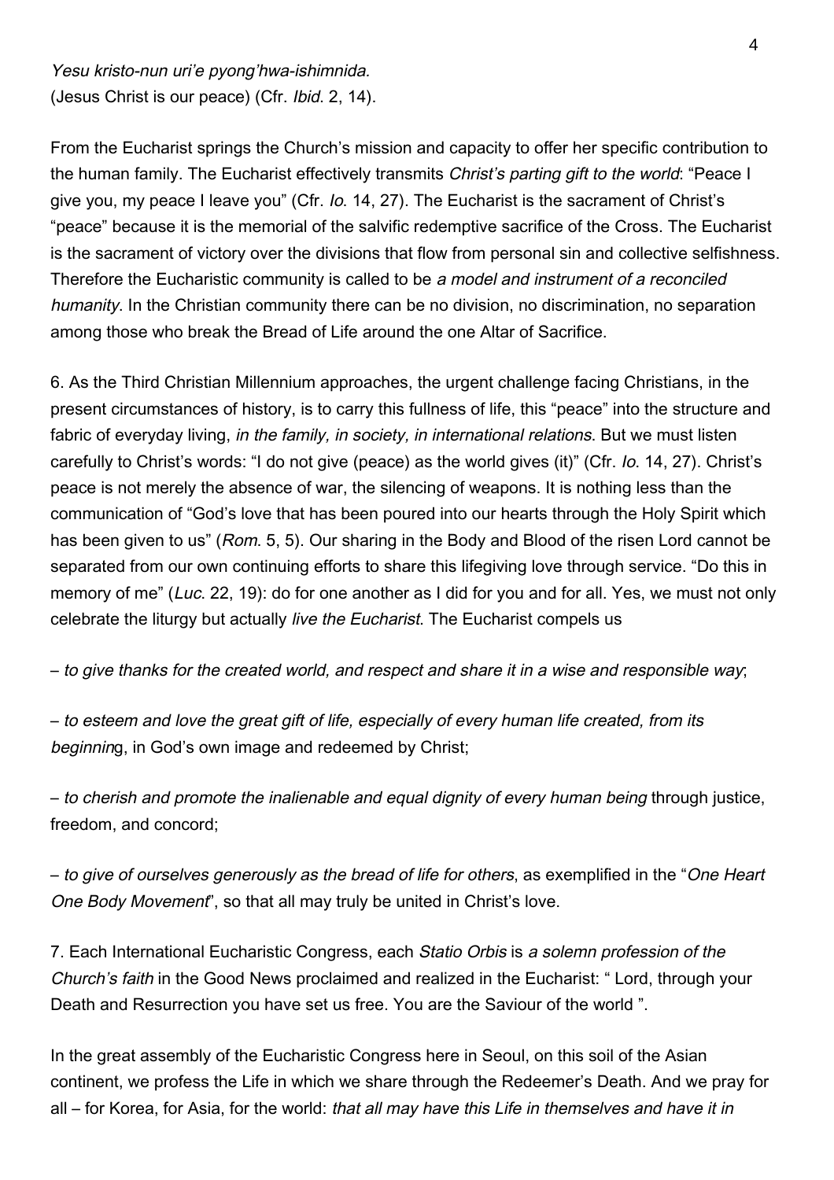*Yesu kristo-nun uri'e pyong'hwa-ishimnida.*
(Jesus Christ is our peace) (Cfr. *Ibid*. 2, 14).

From the Eucharist springs the Church's mission and capacity to offer her specific contribution to the human family. The Eucharist effectively transmits *Christ's parting gift to the world*: "Peace I give you, my peace I leave you" (Cfr. *Io*. 14, 27). The Eucharist is the sacrament of Christ's "peace" because it is the memorial of the salvific redemptive sacrifice of the Cross. The Eucharist is the sacrament of victory over the divisions that flow from personal sin and collective selfishness. Therefore the Eucharistic community is called to be *a model and instrument of a reconciled humanity*. In the Christian community there can be no division, no discrimination, no separation among those who break the Bread of Life around the one Altar of Sacrifice.

6. As the Third Christian Millennium approaches, the urgent challenge facing Christians, in the present circumstances of history, is to carry this fullness of life, this "peace" into the structure and fabric of everyday living, *in the family, in society, in international relations*. But we must listen carefully to Christ's words: "I do not give (peace) as the world gives (it)" (Cfr. *Io*. 14, 27). Christ's peace is not merely the absence of war, the silencing of weapons. It is nothing less than the communication of "God's love that has been poured into our hearts through the Holy Spirit which has been given to us" (*Rom*. 5, 5). Our sharing in the Body and Blood of the risen Lord cannot be separated from our own continuing efforts to share this lifegiving love through service. "Do this in memory of me" (*Luc*. 22, 19): do for one another as I did for you and for all. Yes, we must not only celebrate the liturgy but actually *live the Eucharist*. The Eucharist compels us

– *to give thanks for the created world, and respect and share it in a wise and responsible way*;

– *to esteem and love the great gift of life, especially of every human life created, from its beginnin*g, in God's own image and redeemed by Christ;

– *to cherish and promote the inalienable and equal dignity of every human being* through justice, freedom, and concord;

– *to give of ourselves generously as the bread of life for others*, as exemplified in the "*One Heart One Body Movement*", so that all may truly be united in Christ's love.

7. Each International Eucharistic Congress, each *Statio Orbis* is *a solemn profession of the Church's faith* in the Good News proclaimed and realized in the Eucharist: " Lord, through your Death and Resurrection you have set us free. You are the Saviour of the world ".

In the great assembly of the Eucharistic Congress here in Seoul, on this soil of the Asian continent, we profess the Life in which we share through the Redeemer's Death. And we pray for all – for Korea, for Asia, for the world: *that all may have this Life in themselves and have it in*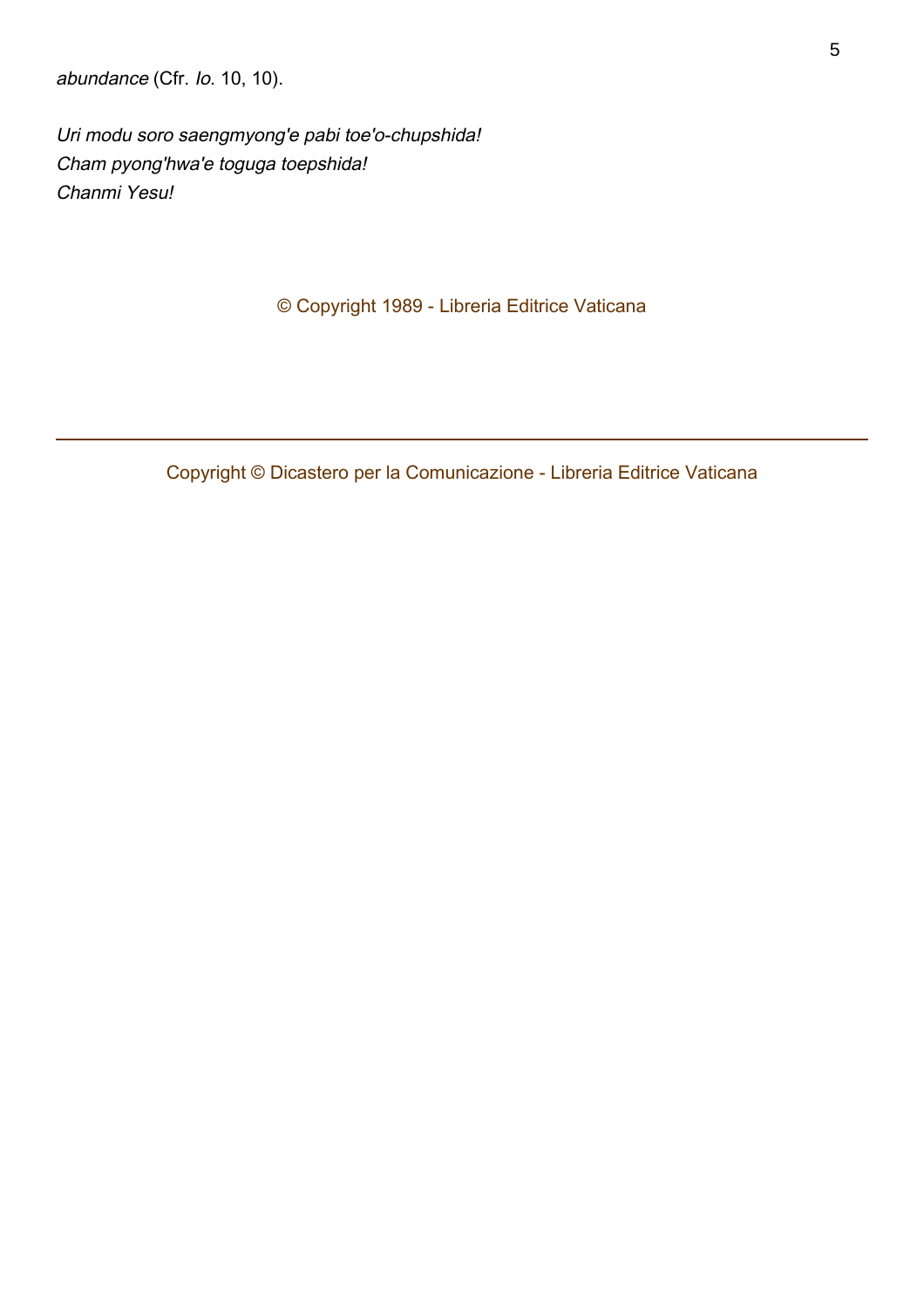*abundance* (Cfr. *Io*. 10, 10).

*Uri modu soro saengmyong'e pabi toe'o-chupshida!*
*Cham pyong'hwa'e toguga toepshida!*
*Chanmi Yesu!*

© Copyright 1989 - Libreria Editrice Vaticana

---

Copyright © Dicastero per la Comunicazione - Libreria Editrice Vaticana